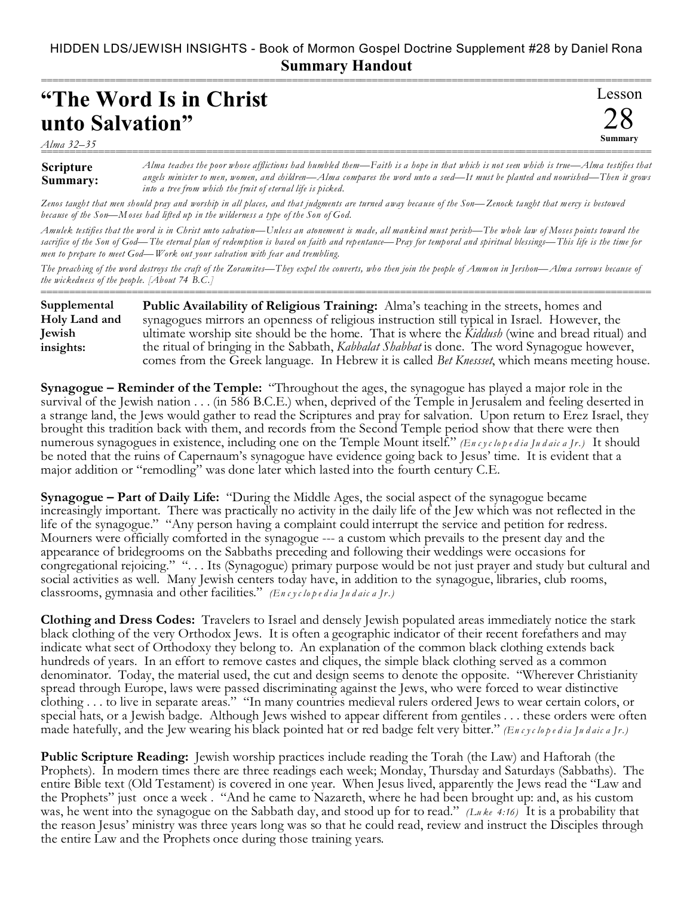HIDDEN LDS/JEWISH INSIGHTS - Book of Mormon Gospel Doctrine Supplement #28 by Daniel Rona

**Summary Handout**

# "The Word Is in Christ unto Salvation"

Lesson 28 Summary

*Alma 32–35*

**Scripture Summary:** *Alma teaches the poor whose afflictions had humbled them—Faith is a hope in that which is not seen which is true—Alma testifies that angels minister to men, women, and children—Alma compares the word unto a seed—It must be planted and nourished—Then it grows into a tree from which the fruit of eternal life is picked.*

*Zenos taught that men should pray and worship in all places, and that judgments are turned away because of the Son—Zenock taught that mercy is bestowed because of the Son—Moses had lifted up in the wilderness a type of the Son of God.*

*Amulek testifies that the word is in Christ unto salvation—Unless an atonement is made, all mankind must perish—The whole law of Moses points toward the sacrifice of the Son of God—The eternal plan of redemption is based on faith and repentance—Pray for temporal and spiritual blessings—This life is the time for men to prepare to meet God—Work out your salvation with fear and trembling.*

*The preaching of the word destroys the craft of the Zoramites—They expel the converts, who then join the people of Ammon in Jershon—Alma sorrows because of the wickedness of the people. [About 74 B.C.]*

**Supplemental Holy Land and Jewish insights:**

**Public Availability of Religious Training:** Alma's teaching in the streets, homes and synagogues mirrors an openness of religious instruction still typical in Israel. However, the ultimate worship site should be the home. That is where the *Kiddush* (wine and bread ritual) and the ritual of bringing in the Sabbath, *Kabbalat Shabbat* is done. The word Synagogue however, comes from the Greek language. In Hebrew it is called *Bet Knessset*, which means meeting house.

**Synagogue – Reminder of the Temple:** "Throughout the ages, the synagogue has played a major role in the survival of the Jewish nation . . . (in 586 B.C.E.) when, deprived of the Temple in Jerusalem and feeling deserted in a strange land, the Jews would gather to read the Scriptures and pray for salvation. Upon return to Erez Israel, they brought this tradition back with them, and records from the Second Temple period show that there were then numerous synagogues in existence, including one on the Temple Mount itself." *(Encyclopedia Judaica Jr.)* It should be noted that the ruins of Capernaum's synagogue have evidence going back to Jesus' time. It is evident that a major addition or "remodling" was done later which lasted into the fourth century C.E.

**Synagogue – Part of Daily Life:** "During the Middle Ages, the social aspect of the synagogue became increasingly important. There was practically no activity in the daily life of the Jew which was not reflected in the life of the synagogue." "Any person having a complaint could interrupt the service and petition for redress. Mourners were officially comforted in the synagogue --- a custom which prevails to the present day and the appearance of bridegrooms on the Sabbaths preceding and following their weddings were occasions for congregational rejoicing." ". . . Its (Synagogue) primary purpose would be not just prayer and study but cultural and social activities as well. Many Jewish centers today have, in addition to the synagogue, libraries, club rooms, classrooms, gymnasia and other facilities." *(Encyclopedia Judaica Jr.)*

**Clothing and Dress Codes:** Travelers to Israel and densely Jewish populated areas immediately notice the stark black clothing of the very Orthodox Jews. It is often a geographic indicator of their recent forefathers and may indicate what sect of Orthodoxy they belong to. An explanation of the common black clothing extends back hundreds of years. In an effort to remove castes and cliques, the simple black clothing served as a common denominator. Today, the material used, the cut and design seems to denote the opposite. "Wherever Christianity spread through Europe, laws were passed discriminating against the Jews, who were forced to wear distinctive clothing . . . to live in separate areas." "In many countries medieval rulers ordered Jews to wear certain colors, or special hats, or a Jewish badge. Although Jews wished to appear different from gentiles . . . these orders were often made hatefully, and the Jew wearing his black pointed hat or red badge felt very bitter." *(Encyclopedia Judaica Jr.)*

**Public Scripture Reading:** Jewish worship practices include reading the Torah (the Law) and Haftorah (the Prophets). In modern times there are three readings each week; Monday, Thursday and Saturdays (Sabbaths). The entire Bible text (Old Testament) is covered in one year. When Jesus lived, apparently the Jews read the "Law and the Prophets" just once a week . "And he came to Nazareth, where he had been brought up: and, as his custom was, he went into the synagogue on the Sabbath day, and stood up for to read." *(Luke 4:16)* It is a probability that the reason Jesus' ministry was three years long was so that he could read, review and instruct the Disciples through the entire Law and the Prophets once during those training years.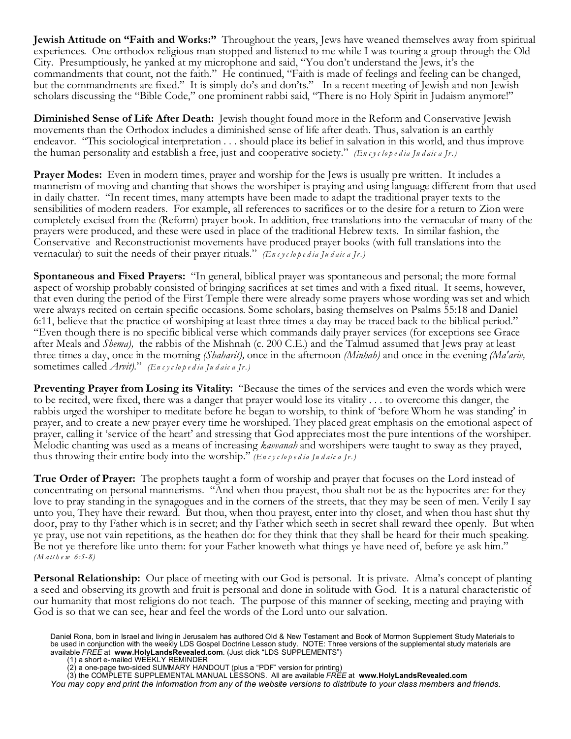**Jewish Attitude on "Faith and Works:"** Throughout the years, Jews have weaned themselves away from spiritual experiences. One orthodox religious man stopped and listened to me while I was touring a group through the Old City. Presumptiously, he yanked at my microphone and said, "You don't understand the Jews, it's the commandments that count, not the faith." He continued, "Faith is made of feelings and feeling can be changed, but the commandments are fixed." It is simply do's and don'ts." In a recent meeting of Jewish and non Jewish scholars discussing the "Bible Code," one prominent rabbi said, "There is no Holy Spirit in Judaism anymore!"

**Diminished Sense of Life After Death:** Jewish thought found more in the Reform and Conservative Jewish movements than the Orthodox includes a diminished sense of life after death. Thus, salvation is an earthly endeavor. "This sociological interpretation . . . should place its belief in salvation in this world, and thus improve the human personality and establish a free, just and cooperative society." *(Encyclopedia Judaica Jr.)*

**Prayer Modes:** Even in modern times, prayer and worship for the Jews is usually pre written. It includes a mannerism of moving and chanting that shows the worshiper is praying and using language different from that used in daily chatter. "In recent times, many attempts have been made to adapt the traditional prayer texts to the sensibilities of modern readers. For example, all references to sacrifices or to the desire for a return to Zion were completely excised from the (Reform) prayer book. In addition, free translations into the vernacular of many of the prayers were produced, and these were used in place of the traditional Hebrew texts. In similar fashion, the Conservative and Reconstructionist movements have produced prayer books (with full translations into the vernacular) to suit the needs of their prayer rituals." *(Encyclopedia Judaica Jr.)*

**Spontaneous and Fixed Prayers:** "In general, biblical prayer was spontaneous and personal; the more formal aspect of worship probably consisted of bringing sacrifices at set times and with a fixed ritual. It seems, however, that even during the period of the First Temple there were already some prayers whose wording was set and which were always recited on certain specific occasions. Some scholars, basing themselves on Psalms 55:18 and Daniel 6:11, believe that the practice of worshiping at least three times a day may be traced back to the biblical period." "Even though there is no specific biblical verse which commands daily prayer services (for exceptions see Grace after Meals and *Shema),* the rabbis of the Mishnah (c. 200 C.E.) and the Talmud assumed that Jews pray at least three times a day, once in the morning *(Shaharit),* once in the afternoon *(Minhah)* and once in the evening *(Ma'ariv,* sometimes called *Arvit)*." *(Encyclopedia Judaica Jr.)*

**Preventing Prayer from Losing its Vitality:** "Because the times of the services and even the words which were to be recited, were fixed, there was a danger that prayer would lose its vitality . . . to overcome this danger, the rabbis urged the worshiper to meditate before he began to worship, to think of 'before Whom he was standing' in prayer, and to create a new prayer every time he worshiped. They placed great emphasis on the emotional aspect of prayer, calling it 'service of the heart' and stressing that God appreciates most the pure intentions of the worshiper. Melodic chanting was used as a means of increasing *kavvanah* and worshipers were taught to sway as they prayed, thus throwing their entire body into the worship." *(Encyclopedia Judaica Jr.)*

**True Order of Prayer:** The prophets taught a form of worship and prayer that focuses on the Lord instead of concentrating on personal mannerisms. "And when thou prayest, thou shalt not be as the hypocrites are: for they love to pray standing in the synagogues and in the corners of the streets, that they may be seen of men. Verily I say unto you, They have their reward. But thou, when thou prayest, enter into thy closet, and when thou hast shut thy door, pray to thy Father which is in secret; and thy Father which seeth in secret shall reward thee openly. But when ye pray, use not vain repetitions, as the heathen do: for they think that they shall be heard for their much speaking. Be not ye therefore like unto them: for your Father knoweth what things ye have need of, before ye ask him." *(Matthew 6:5-8)*

**Personal Relationship:** Our place of meeting with our God is personal. It is private. Alma's concept of planting a seed and observing its growth and fruit is personal and done in solitude with God. It is a natural characteristic of our humanity that most religions do not teach. The purpose of this manner of seeking, meeting and praying with God is so that we can see, hear and feel the words of the Lord unto our salvation.

Daniel Rona, born in Israel and living in Jerusalem has authored Old & New Testament and Book of Mormon Supplement Study Materials to be used in conjunction with the weekly LDS Gospel Doctrine Lesson study. NOTE: Three versions of the supplemental study materials are available *FREE* at **www.HolyLandsRevealed.com**. (Just click "LDS SUPPLEMENTS")

(1) a short e-mailed WEEKLY REMINDER
(2) a one-page two-sided SUMMARY HANDOUT (plus a "PDF" version for printing)
(3) the COMPLETE SUPPLEMENTAL MANUAL LESSONS. All are available *FREE* at **www.HolyLandsRevealed.com**

*You may copy and print the information from any of the website versions to distribute to your class members and friends.*